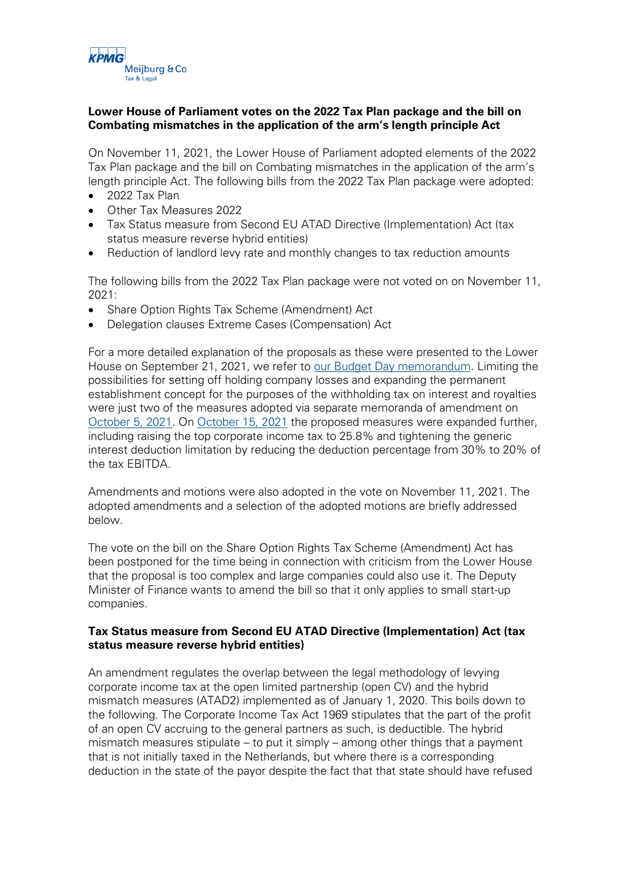## Lower House of Parliament votes on the 2022 Tax Plan package and the bill on Combating mismatches in the application of the arm's length principle Act

On November 11, 2021, the Lower House of Parliament adopted elements of the 2022 Tax Plan package and the bill on Combating mismatches in the application of the arm's length principle Act. The following bills from the 2022 Tax Plan package were adopted:

- 2022 Tax Plan
- Other Tax Measures 2022
- Tax Status measure from Second EU ATAD Directive (Implementation) Act (tax status measure reverse hybrid entities)
- Reduction of landlord levy rate and monthly changes to tax reduction amounts

The following bills from the 2022 Tax Plan package were not voted on on November 11, 2021:

- Share Option Rights Tax Scheme (Amendment) Act
- Delegation clauses Extreme Cases (Compensation) Act

For a more detailed explanation of the proposals as these were presented to the Lower House on September 21, 2021, we refer to our Budget Day memorandum. Limiting the possibilities for setting off holding company losses and expanding the permanent establishment concept for the purposes of the withholding tax on interest and royalties were just two of the measures adopted via separate memoranda of amendment on October 5, 2021. On October 15, 2021 the proposed measures were expanded further, including raising the top corporate income tax to 25.8% and tightening the generic interest deduction limitation by reducing the deduction percentage from 30% to 20% of the tax EBITDA.

Amendments and motions were also adopted in the vote on November 11, 2021. The adopted amendments and a selection of the adopted motions are briefly addressed below.

The vote on the bill on the Share Option Rights Tax Scheme (Amendment) Act has been postponed for the time being in connection with criticism from the Lower House that the proposal is too complex and large companies could also use it. The Deputy Minister of Finance wants to amend the bill so that it only applies to small start-up companies.

### Tax Status measure from Second EU ATAD Directive (Implementation) Act (tax status measure reverse hybrid entities)

An amendment regulates the overlap between the legal methodology of levying corporate income tax at the open limited partnership (open CV) and the hybrid mismatch measures (ATAD2) implemented as of January 1, 2020. This boils down to the following. The Corporate Income Tax Act 1969 stipulates that the part of the profit of an open CV accruing to the general partners as such, is deductible. The hybrid mismatch measures stipulate – to put it simply – among other things that a payment that is not initially taxed in the Netherlands, but where there is a corresponding deduction in the state of the payor despite the fact that that state should have refused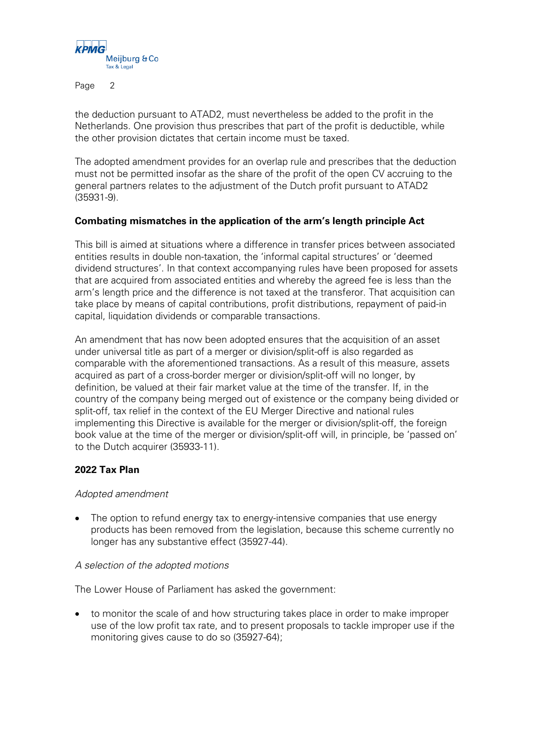the deduction pursuant to ATAD2, must nevertheless be added to the profit in the Netherlands. One provision thus prescribes that part of the profit is deductible, while the other provision dictates that certain income must be taxed.

The adopted amendment provides for an overlap rule and prescribes that the deduction must not be permitted insofar as the share of the profit of the open CV accruing to the general partners relates to the adjustment of the Dutch profit pursuant to ATAD2 (35931-9).

**Combating mismatches in the application of the arm's length principle Act**

This bill is aimed at situations where a difference in transfer prices between associated entities results in double non-taxation, the 'informal capital structures' or 'deemed dividend structures'. In that context accompanying rules have been proposed for assets that are acquired from associated entities and whereby the agreed fee is less than the arm's length price and the difference is not taxed at the transferor. That acquisition can take place by means of capital contributions, profit distributions, repayment of paid-in capital, liquidation dividends or comparable transactions.

An amendment that has now been adopted ensures that the acquisition of an asset under universal title as part of a merger or division/split-off is also regarded as comparable with the aforementioned transactions. As a result of this measure, assets acquired as part of a cross-border merger or division/split-off will no longer, by definition, be valued at their fair market value at the time of the transfer. If, in the country of the company being merged out of existence or the company being divided or split-off, tax relief in the context of the EU Merger Directive and national rules implementing this Directive is available for the merger or division/split-off, the foreign book value at the time of the merger or division/split-off will, in principle, be 'passed on' to the Dutch acquirer (35933-11).

**2022 Tax Plan**

*Adopted amendment*

- The option to refund energy tax to energy-intensive companies that use energy products has been removed from the legislation, because this scheme currently no longer has any substantive effect (35927-44).

*A selection of the adopted motions*

The Lower House of Parliament has asked the government:

- to monitor the scale of and how structuring takes place in order to make improper use of the low profit tax rate, and to present proposals to tackle improper use if the monitoring gives cause to do so (35927-64);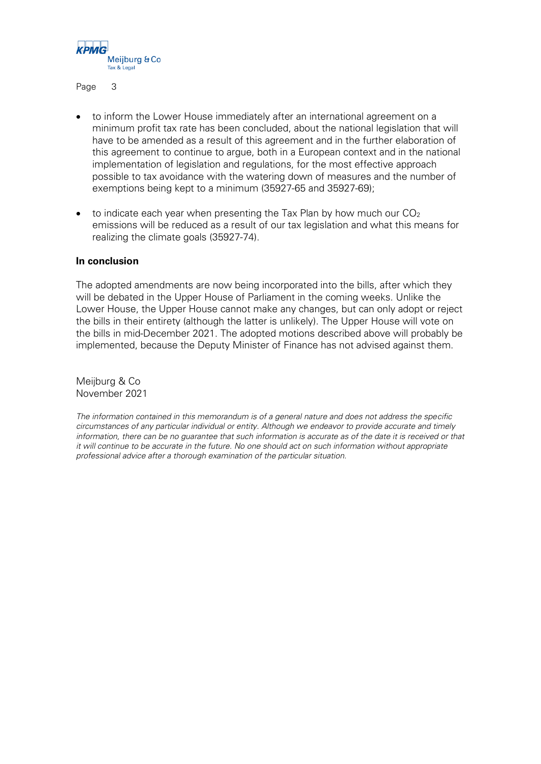- to inform the Lower House immediately after an international agreement on a minimum profit tax rate has been concluded, about the national legislation that will have to be amended as a result of this agreement and in the further elaboration of this agreement to continue to argue, both in a European context and in the national implementation of legislation and regulations, for the most effective approach possible to tax avoidance with the watering down of measures and the number of exemptions being kept to a minimum (35927-65 and 35927-69);

- to indicate each year when presenting the Tax Plan by how much our $CO_2$ emissions will be reduced as a result of our tax legislation and what this means for realizing the climate goals (35927-74).

**In conclusion**

The adopted amendments are now being incorporated into the bills, after which they will be debated in the Upper House of Parliament in the coming weeks. Unlike the Lower House, the Upper House cannot make any changes, but can only adopt or reject the bills in their entirety (although the latter is unlikely). The Upper House will vote on the bills in mid-December 2021. The adopted motions described above will probably be implemented, because the Deputy Minister of Finance has not advised against them.

Meijburg & Co
November 2021

*The information contained in this memorandum is of a general nature and does not address the specific circumstances of any particular individual or entity. Although we endeavor to provide accurate and timely information, there can be no guarantee that such information is accurate as of the date it is received or that it will continue to be accurate in the future. No one should act on such information without appropriate professional advice after a thorough examination of the particular situation.*